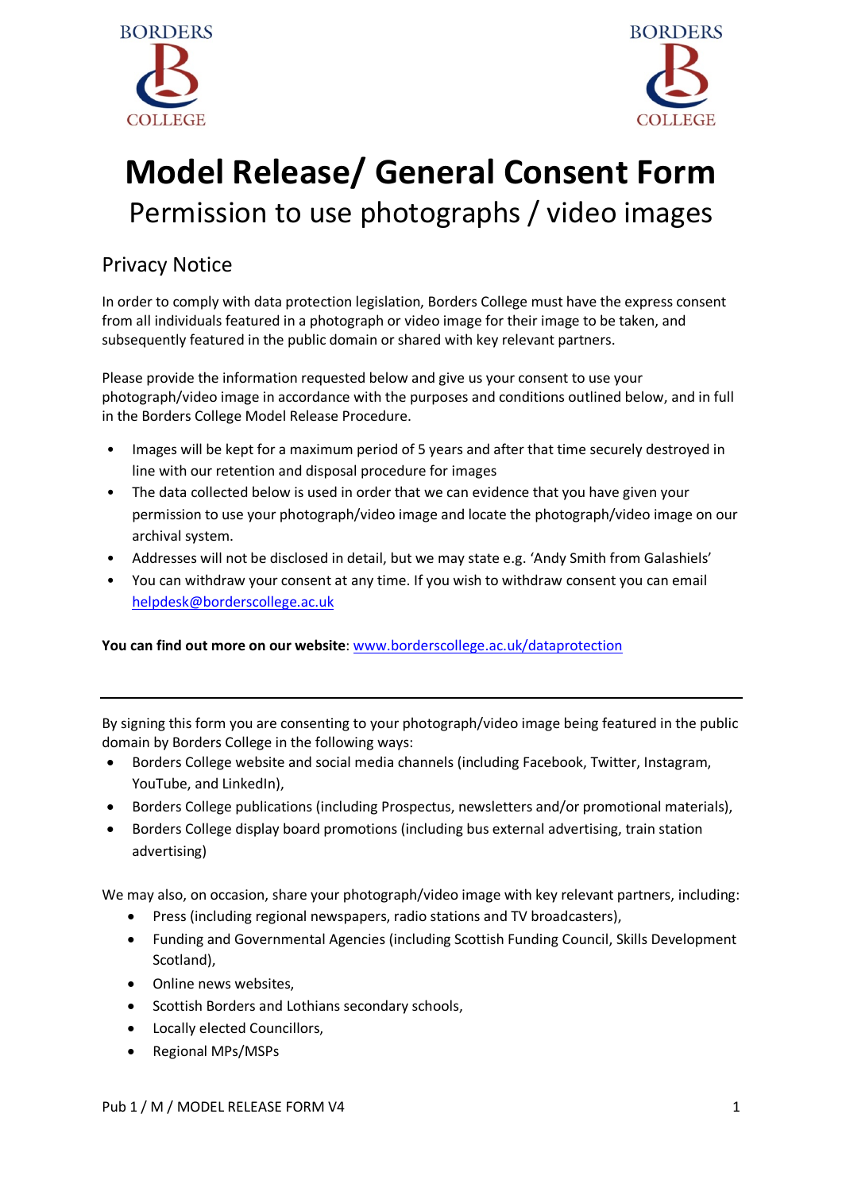# Model Release/ General Consent Form

## Permission to use photographs / video images

### Privacy Notice

In order to comply with data protection legislation, Borders College must have the express consent from all individuals featured in a photograph or video image for their image to be taken, and subsequently featured in the public domain or shared with key relevant partners.

Please provide the information requested below and give us your consent to use your photograph/video image in accordance with the purposes and conditions outlined below, and in full in the Borders College Model Release Procedure.

- Images will be kept for a maximum period of 5 years and after that time securely destroyed in line with our retention and disposal procedure for images
- The data collected below is used in order that we can evidence that you have given your permission to use your photograph/video image and locate the photograph/video image on our archival system.
- Addresses will not be disclosed in detail, but we may state e.g. 'Andy Smith from Galashiels'
- You can withdraw your consent at any time. If you wish to withdraw consent you can email helpdesk@borderscollege.ac.uk

**You can find out more on our website**: www.borderscollege.ac.uk/dataprotection

---

By signing this form you are consenting to your photograph/video image being featured in the public domain by Borders College in the following ways:

- Borders College website and social media channels (including Facebook, Twitter, Instagram, YouTube, and LinkedIn),
- Borders College publications (including Prospectus, newsletters and/or promotional materials),
- Borders College display board promotions (including bus external advertising, train station advertising)

We may also, on occasion, share your photograph/video image with key relevant partners, including:

- Press (including regional newspapers, radio stations and TV broadcasters),
- Funding and Governmental Agencies (including Scottish Funding Council, Skills Development Scotland),
- Online news websites,
- Scottish Borders and Lothians secondary schools,
- Locally elected Councillors,
- Regional MPs/MSPs

Pub 1 / M / MODEL RELEASE FORM V4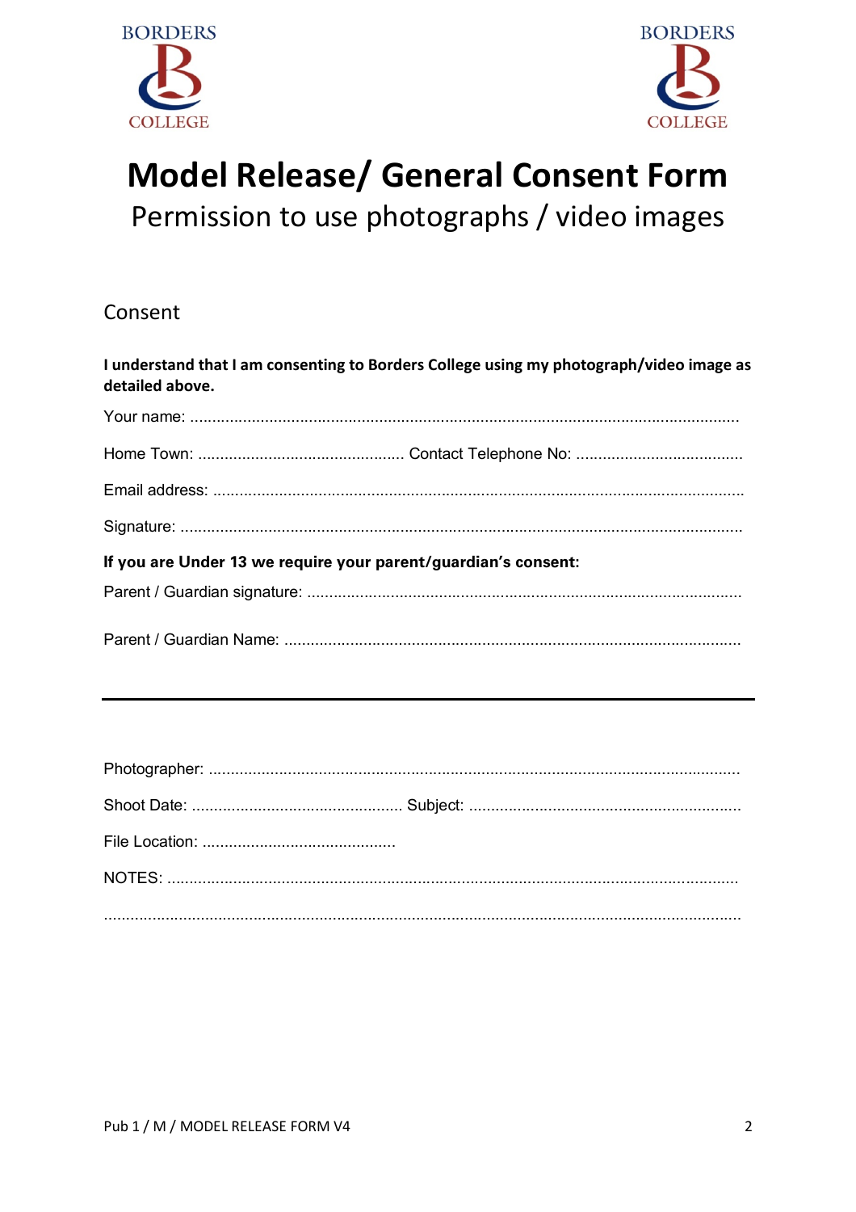BORDERS COLLEGE

BORDERS COLLEGE

# Model Release/ General Consent Form

## Permission to use photographs / video images

### Consent

**I understand that I am consenting to Borders College using my photograph/video image as detailed above.**

Your name: ..........................................................................................................................

Home Town: .............................................. Contact Telephone No: ......................................

Email address: ......................................................................................................................

Signature: .............................................................................................................................

**If you are Under 13 we require your parent/guardian's consent:**

Parent / Guardian signature: ..................................................................................................

Parent / Guardian Name: .......................................................................................................

---

Photographer: .......................................................................................................................

Shoot Date: ............................................... Subject: .............................................................

File Location: ............................................

NOTES: .................................................................................................................................

..............................................................................................................................................

Pub 1 / M / MODEL RELEASE FORM V4